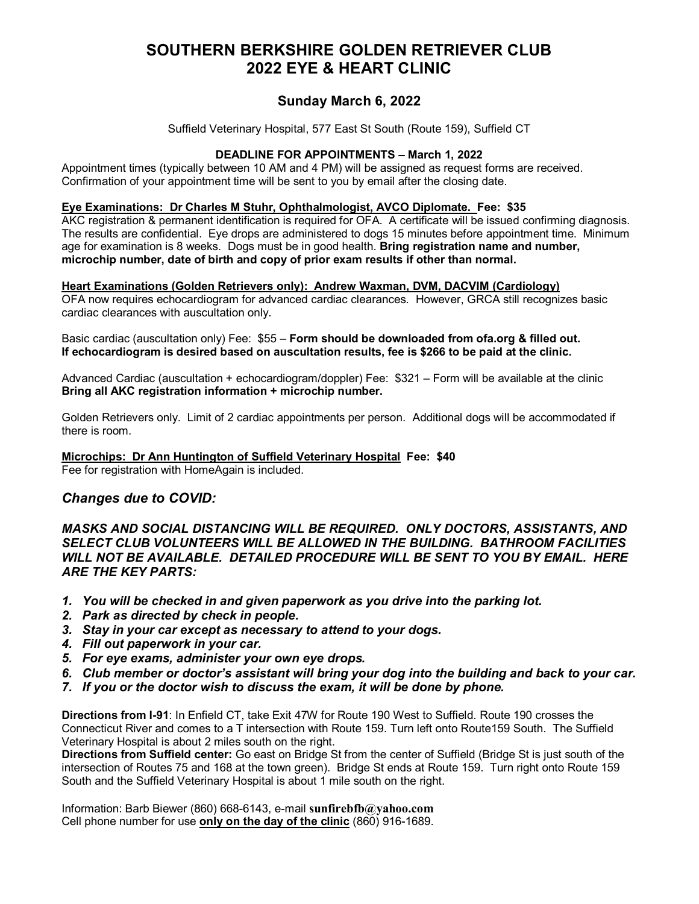# SOUTHERN BERKSHIRE GOLDEN RETRIEVER CLUB
# 2022 EYE & HEART CLINIC

## Sunday March 6, 2022

Suffield Veterinary Hospital, 577 East St South (Route 159), Suffield CT

**DEADLINE FOR APPOINTMENTS – March 1, 2022**

Appointment times (typically between 10 AM and 4 PM) will be assigned as request forms are received. Confirmation of your appointment time will be sent to you by email after the closing date.

**Eye Examinations: Dr Charles M Stuhr, Ophthalmologist, AVCO Diplomate. Fee: $35**

AKC registration & permanent identification is required for OFA. A certificate will be issued confirming diagnosis. The results are confidential. Eye drops are administered to dogs 15 minutes before appointment time. Minimum age for examination is 8 weeks. Dogs must be in good health. **Bring registration name and number, microchip number, date of birth and copy of prior exam results if other than normal.**

**Heart Examinations (Golden Retrievers only): Andrew Waxman, DVM, DACVIM (Cardiology)**

OFA now requires echocardiogram for advanced cardiac clearances. However, GRCA still recognizes basic cardiac clearances with auscultation only.

Basic cardiac (auscultation only) Fee: $55 – **Form should be downloaded from ofa.org & filled out. If echocardiogram is desired based on auscultation results, fee is $266 to be paid at the clinic.**

Advanced Cardiac (auscultation + echocardiogram/doppler) Fee: $321 – Form will be available at the clinic **Bring all AKC registration information + microchip number.**

Golden Retrievers only. Limit of 2 cardiac appointments per person. Additional dogs will be accommodated if there is room.

**Microchips: Dr Ann Huntington of Suffield Veterinary Hospital Fee: $40**

Fee for registration with HomeAgain is included.

### *Changes due to COVID:*

***MASKS AND SOCIAL DISTANCING WILL BE REQUIRED. ONLY DOCTORS, ASSISTANTS, AND SELECT CLUB VOLUNTEERS WILL BE ALLOWED IN THE BUILDING. BATHROOM FACILITIES WILL NOT BE AVAILABLE. DETAILED PROCEDURE WILL BE SENT TO YOU BY EMAIL. HERE ARE THE KEY PARTS:***

1. ***You will be checked in and given paperwork as you drive into the parking lot.***
2. ***Park as directed by check in people.***
3. ***Stay in your car except as necessary to attend to your dogs.***
4. ***Fill out paperwork in your car.***
5. ***For eye exams, administer your own eye drops.***
6. ***Club member or doctor's assistant will bring your dog into the building and back to your car.***
7. ***If you or the doctor wish to discuss the exam, it will be done by phone.***

**Directions from I-91**: In Enfield CT, take Exit 47W for Route 190 West to Suffield. Route 190 crosses the Connecticut River and comes to a T intersection with Route 159. Turn left onto Route159 South. The Suffield Veterinary Hospital is about 2 miles south on the right.

**Directions from Suffield center:** Go east on Bridge St from the center of Suffield (Bridge St is just south of the intersection of Routes 75 and 168 at the town green). Bridge St ends at Route 159. Turn right onto Route 159 South and the Suffield Veterinary Hospital is about 1 mile south on the right.

Information: Barb Biewer (860) 668-6143, e-mail **sunfirebfb@yahoo.com**

Cell phone number for use **only on the day of the clinic** (860) 916-1689.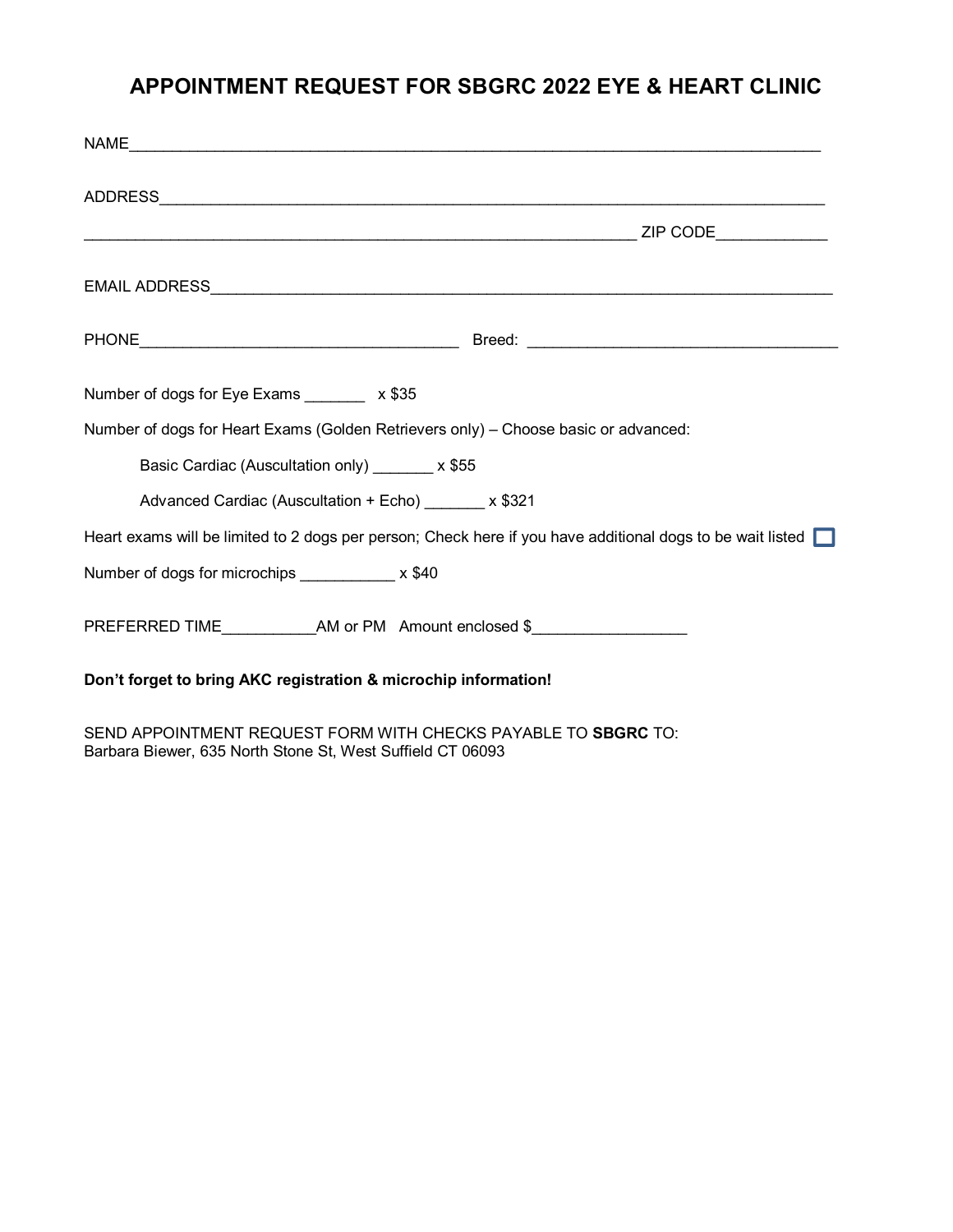# APPOINTMENT REQUEST FOR SBGRC 2022 EYE & HEART CLINIC

NAME_______________________________________________________________________________

ADDRESS____________________________________________________________________________

_________________________________________________________________ ZIP CODE____________

EMAIL ADDRESS_______________________________________________________________________

PHONE_____________________________________ Breed: ___________________________________

Number of dogs for Eye Exams _______ x $35

Number of dogs for Heart Exams (Golden Retrievers only) – Choose basic or advanced:

Basic Cardiac (Auscultation only) _______ x $55

Advanced Cardiac (Auscultation + Echo) _______ x $321

Heart exams will be limited to 2 dogs per person; Check here if you have additional dogs to be wait listed ☐

Number of dogs for microchips ___________ x $40

PREFERRED TIME___________AM or PM Amount enclosed $_________________

**Don't forget to bring AKC registration & microchip information!**

SEND APPOINTMENT REQUEST FORM WITH CHECKS PAYABLE TO **SBGRC** TO:
Barbara Biewer, 635 North Stone St, West Suffield CT 06093